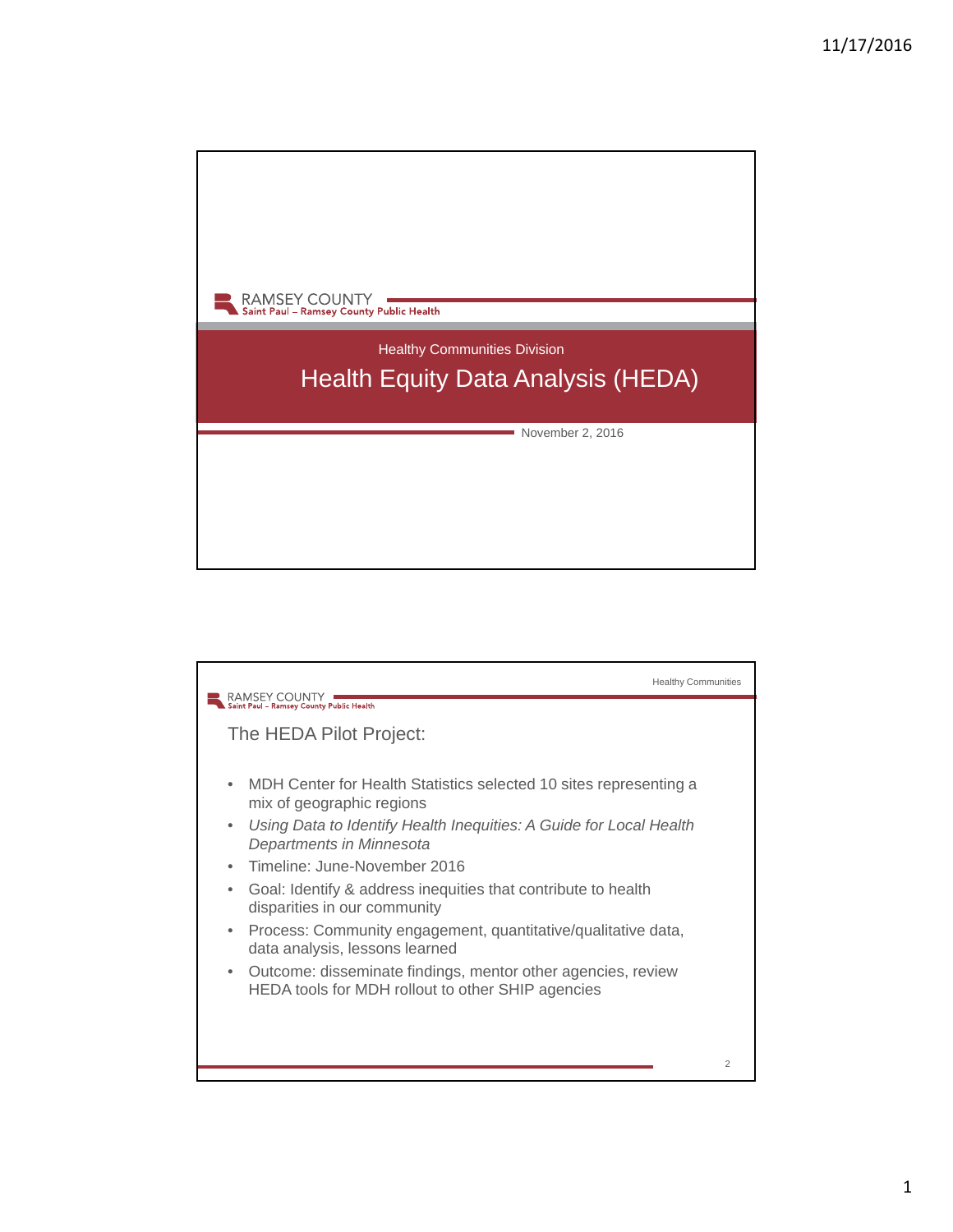RAMSEY COUNTY
Saint Paul – Ramsey County Public Health

Healthy Communities Division

# Health Equity Data Analysis (HEDA)

November 2, 2016

---

Healthy Communities

RAMSEY COUNTY
Saint Paul – Ramsey County Public Health

## The HEDA Pilot Project:

- MDH Center for Health Statistics selected 10 sites representing a mix of geographic regions
- *Using Data to Identify Health Inequities: A Guide for Local Health Departments in Minnesota*
- Timeline: June-November 2016
- Goal: Identify & address inequities that contribute to health disparities in our community
- Process: Community engagement, quantitative/qualitative data, data analysis, lessons learned
- Outcome: disseminate findings, mentor other agencies, review HEDA tools for MDH rollout to other SHIP agencies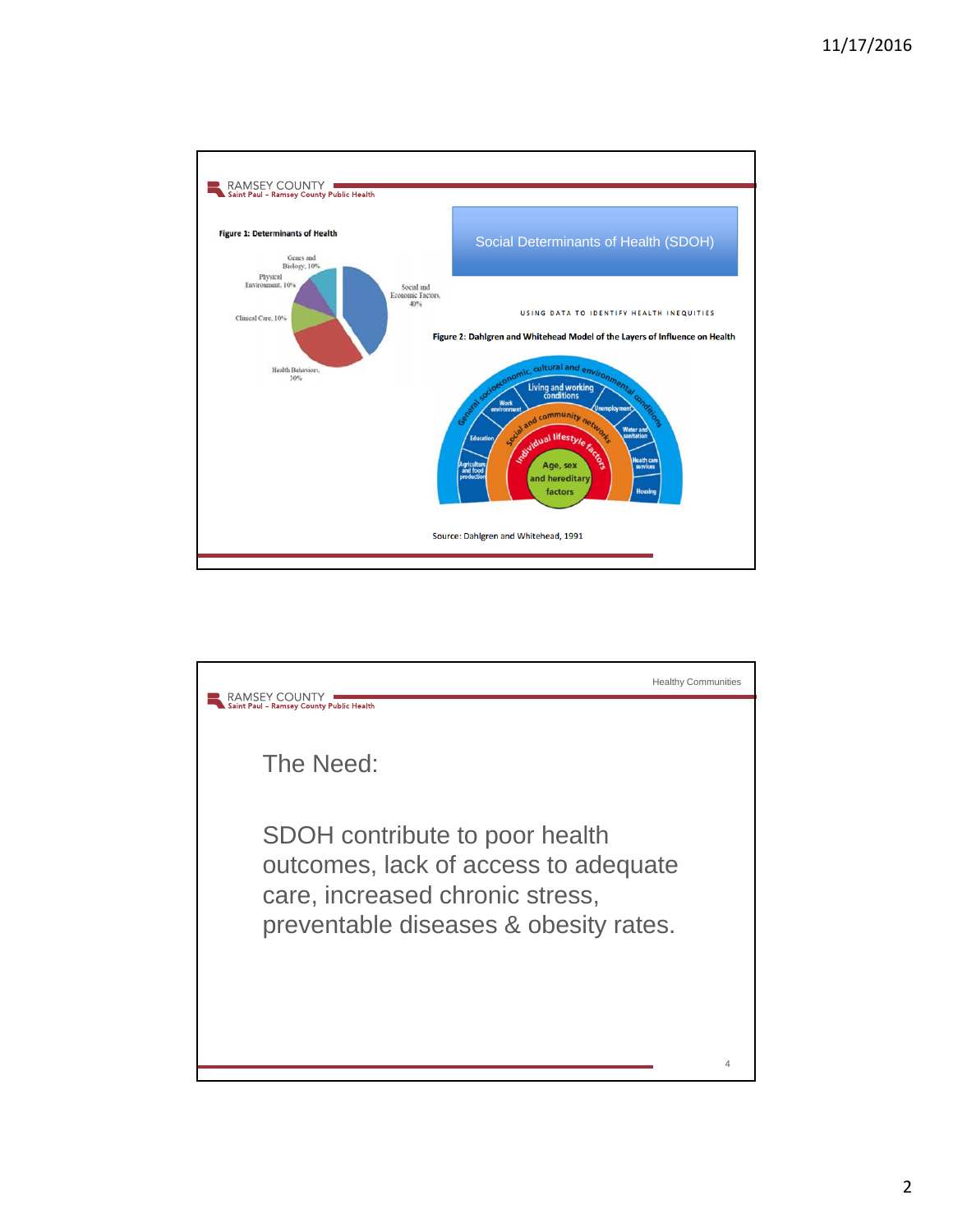RAMSEY COUNTY
Saint Paul – Ramsey County Public Health

## Social Determinants of Health (SDOH)

**Figure 1: Determinants of Health**

- Social and Economic Factors, 40%
- Health Behaviors, 30%
- Clinical Care, 10%
- Physical Environment, 10%
- Genes and Biology, 10%

USING DATA TO IDENTIFY HEALTH INEQUITIES

**Figure 2: Dahlgren and Whitehead Model of the Layers of Influence on Health**

- General socioeconomic, cultural and environmental conditions
- Living and working conditions: Work environment, Unemployment, Education, Water and sanitation, Agriculture and food production, Health care services, Housing
- Social and community networks
- Individual lifestyle factors
- Age, sex and hereditary factors

Source: Dahlgren and Whitehead, 1991

---

RAMSEY COUNTY
Saint Paul – Ramsey County Public Health

Healthy Communities

## The Need:

SDOH contribute to poor health outcomes, lack of access to adequate care, increased chronic stress, preventable diseases & obesity rates.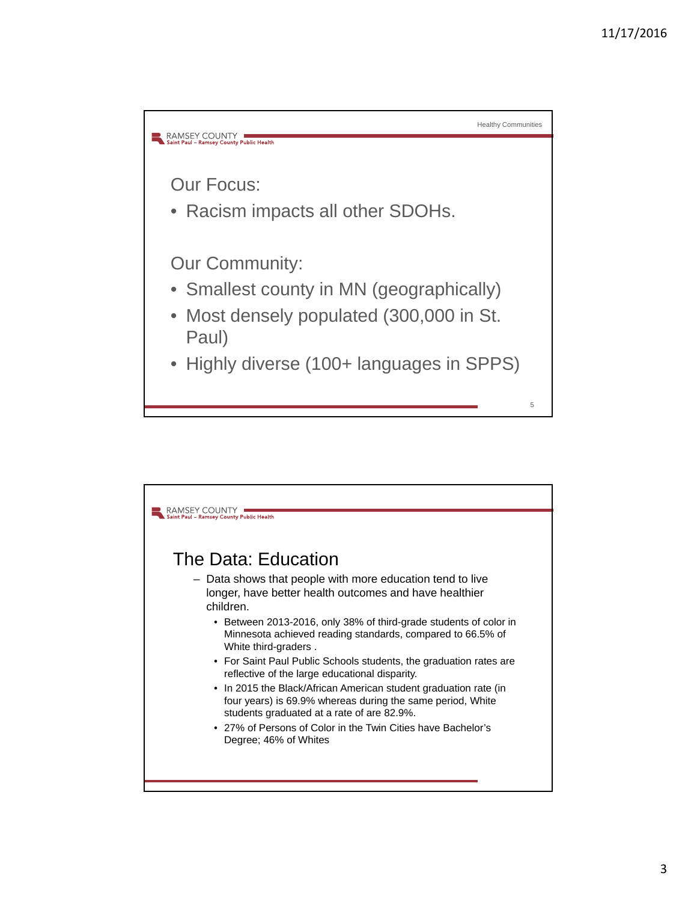RAMSEY COUNTY
Saint Paul – Ramsey County Public Health

Healthy Communities

## Our Focus:

- Racism impacts all other SDOHs.

## Our Community:

- Smallest county in MN (geographically)
- Most densely populated (300,000 in St. Paul)
- Highly diverse (100+ languages in SPPS)

---

RAMSEY COUNTY
Saint Paul – Ramsey County Public Health

## The Data: Education

- Data shows that people with more education tend to live longer, have better health outcomes and have healthier children.
  - Between 2013-2016, only 38% of third-grade students of color in Minnesota achieved reading standards, compared to 66.5% of White third-graders .
  - For Saint Paul Public Schools students, the graduation rates are reflective of the large educational disparity.
  - In 2015 the Black/African American student graduation rate (in four years) is 69.9% whereas during the same period, White students graduated at a rate of are 82.9%.
  - 27% of Persons of Color in the Twin Cities have Bachelor's Degree; 46% of Whites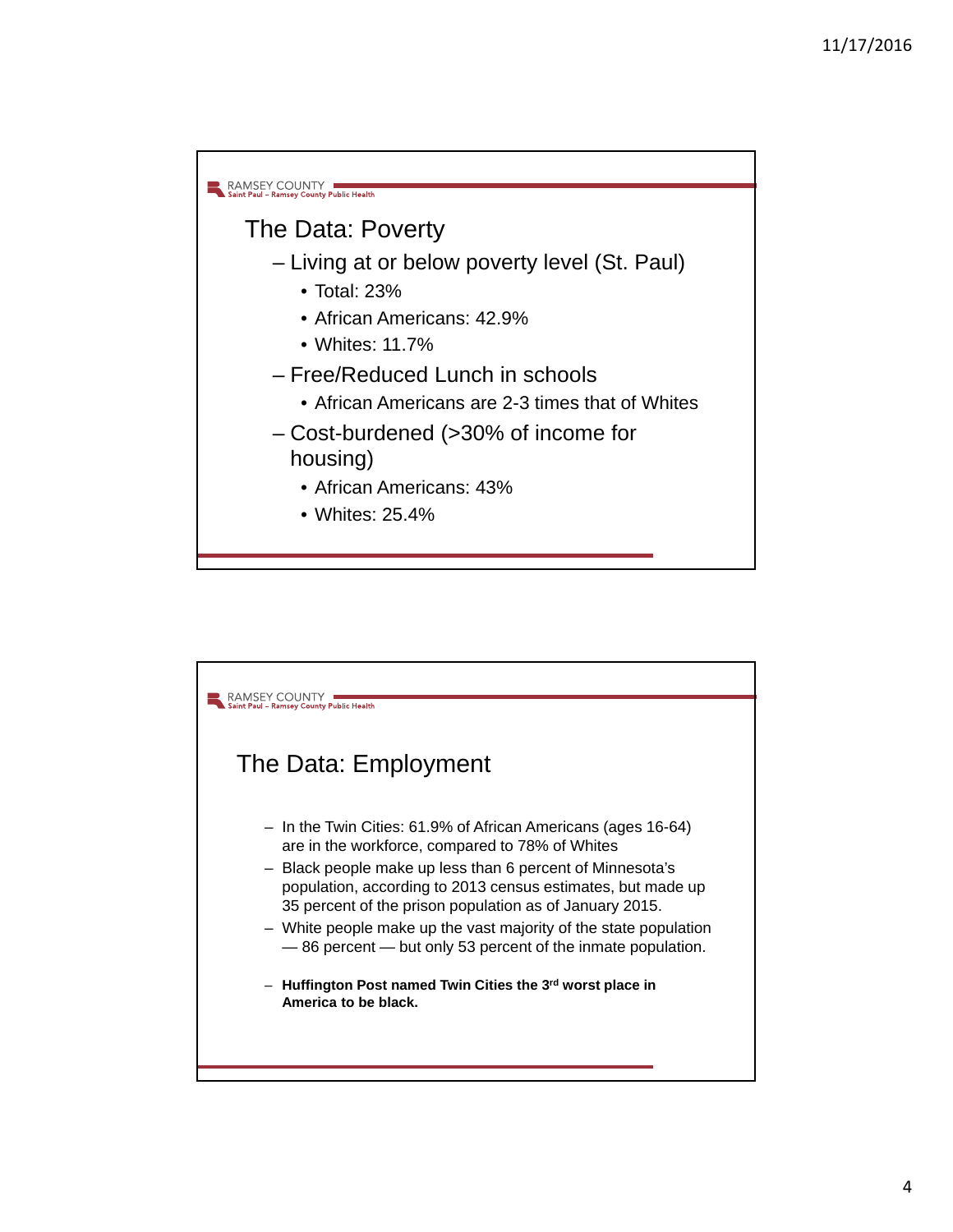## The Data: Poverty

- Living at or below poverty level (St. Paul)
  - Total: 23%
  - African Americans: 42.9%
  - Whites: 11.7%
- Free/Reduced Lunch in schools
  - African Americans are 2-3 times that of Whites
- Cost-burdened (>30% of income for housing)
  - African Americans: 43%
  - Whites: 25.4%

## The Data: Employment

- In the Twin Cities: 61.9% of African Americans (ages 16-64) are in the workforce, compared to 78% of Whites
- Black people make up less than 6 percent of Minnesota's population, according to 2013 census estimates, but made up 35 percent of the prison population as of January 2015.
- White people make up the vast majority of the state population — 86 percent — but only 53 percent of the inmate population.
- **Huffington Post named Twin Cities the 3rd worst place in America to be black.**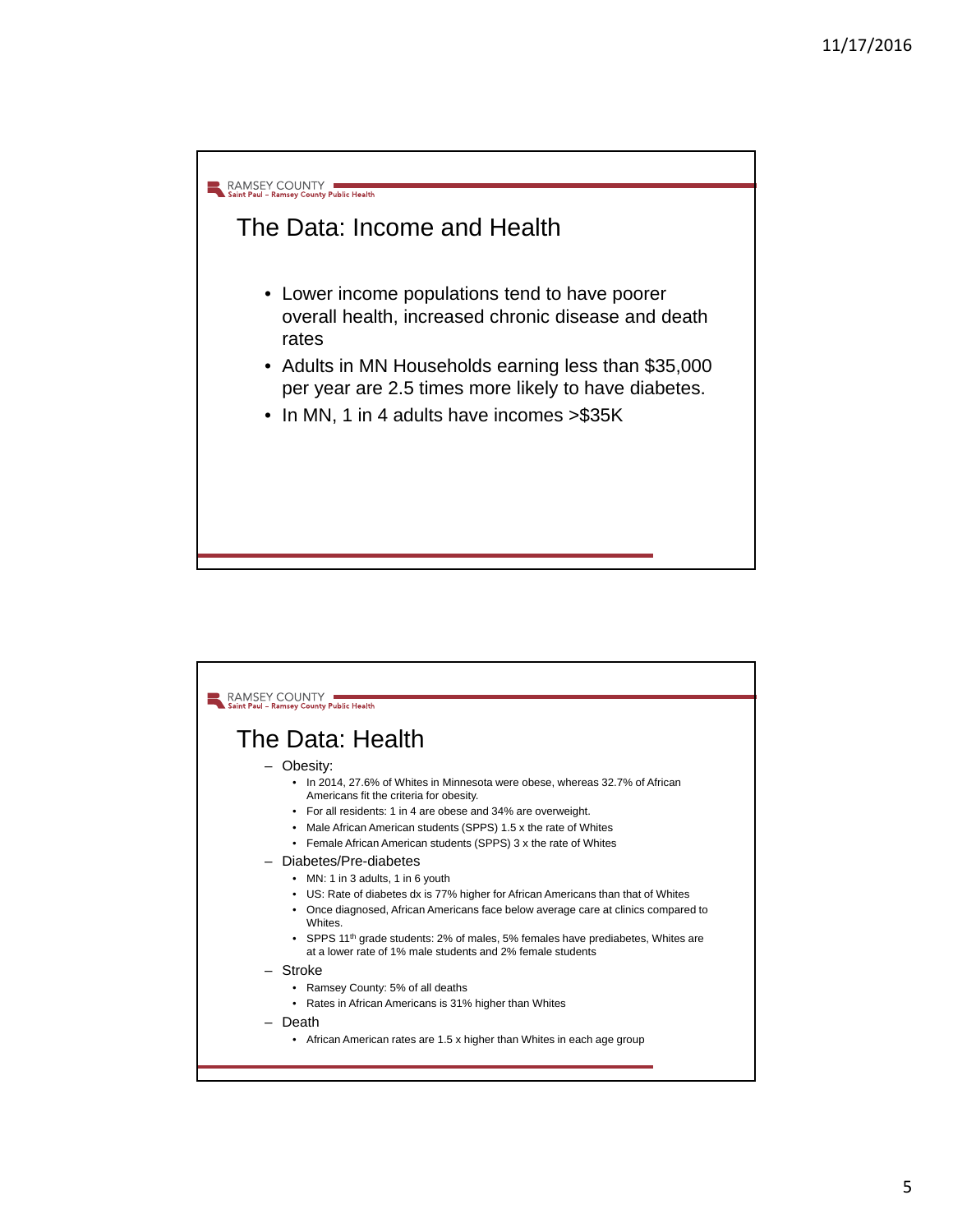## The Data: Income and Health

- Lower income populations tend to have poorer overall health, increased chronic disease and death rates
- Adults in MN Households earning less than $35,000 per year are 2.5 times more likely to have diabetes.
- In MN, 1 in 4 adults have incomes >$35K

## The Data: Health

- Obesity:
  - In 2014, 27.6% of Whites in Minnesota were obese, whereas 32.7% of African Americans fit the criteria for obesity.
  - For all residents: 1 in 4 are obese and 34% are overweight.
  - Male African American students (SPPS) 1.5 x the rate of Whites
  - Female African American students (SPPS) 3 x the rate of Whites
- Diabetes/Pre-diabetes
  - MN: 1 in 3 adults, 1 in 6 youth
  - US: Rate of diabetes dx is 77% higher for African Americans than that of Whites
  - Once diagnosed, African Americans face below average care at clinics compared to Whites.
  - SPPS 11th grade students: 2% of males, 5% females have prediabetes, Whites are at a lower rate of 1% male students and 2% female students
- Stroke
  - Ramsey County: 5% of all deaths
  - Rates in African Americans is 31% higher than Whites
- Death
  - African American rates are 1.5 x higher than Whites in each age group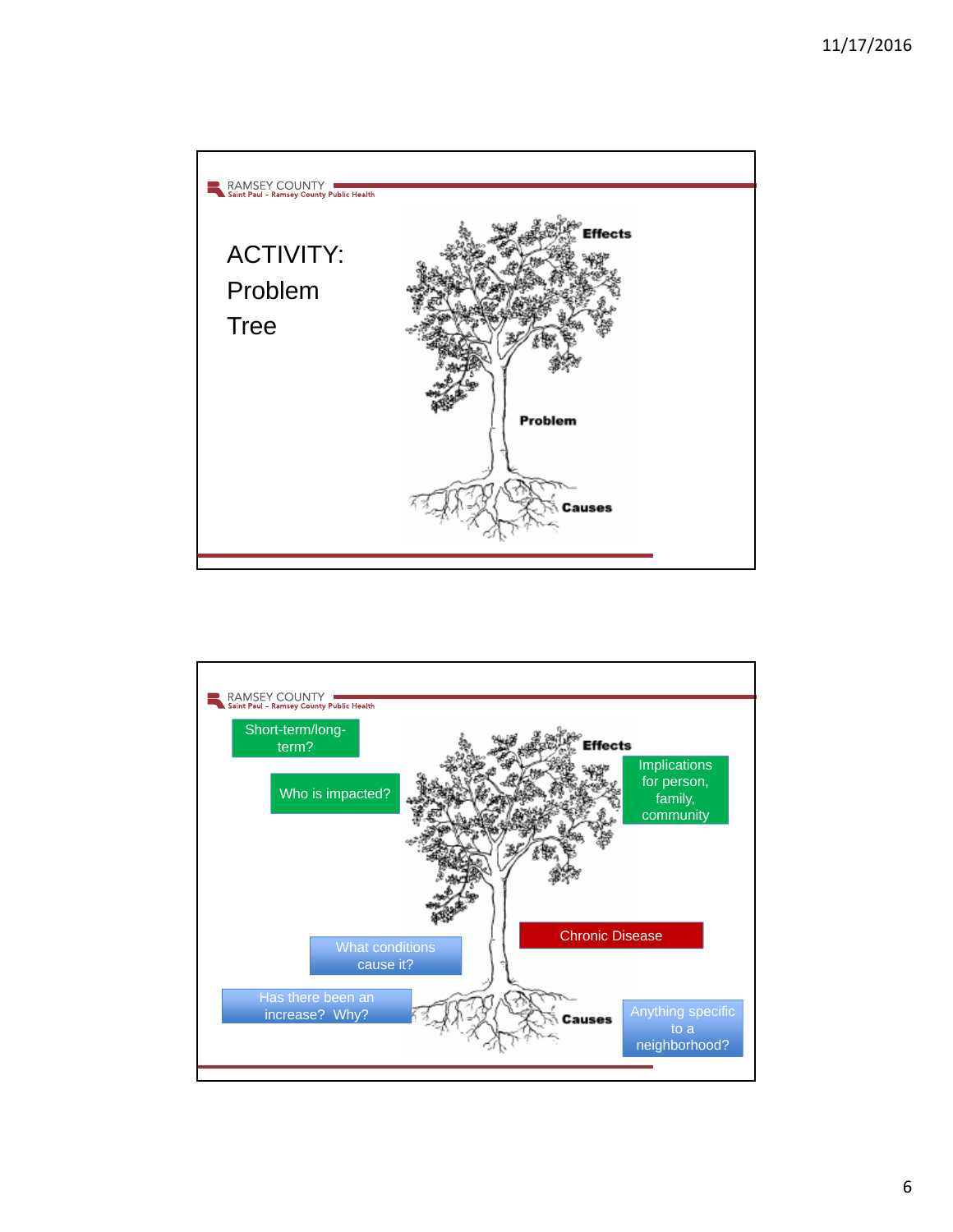RAMSEY COUNTY
Saint Paul – Ramsey County Public Health

# ACTIVITY: Problem Tree

Effects

Problem

Causes

---

RAMSEY COUNTY
Saint Paul – Ramsey County Public Health

Short-term/long-term?

Who is impacted?

Effects

Implications for person, family, community

Chronic Disease

What conditions cause it?

Has there been an increase? Why?

Causes

Anything specific to a neighborhood?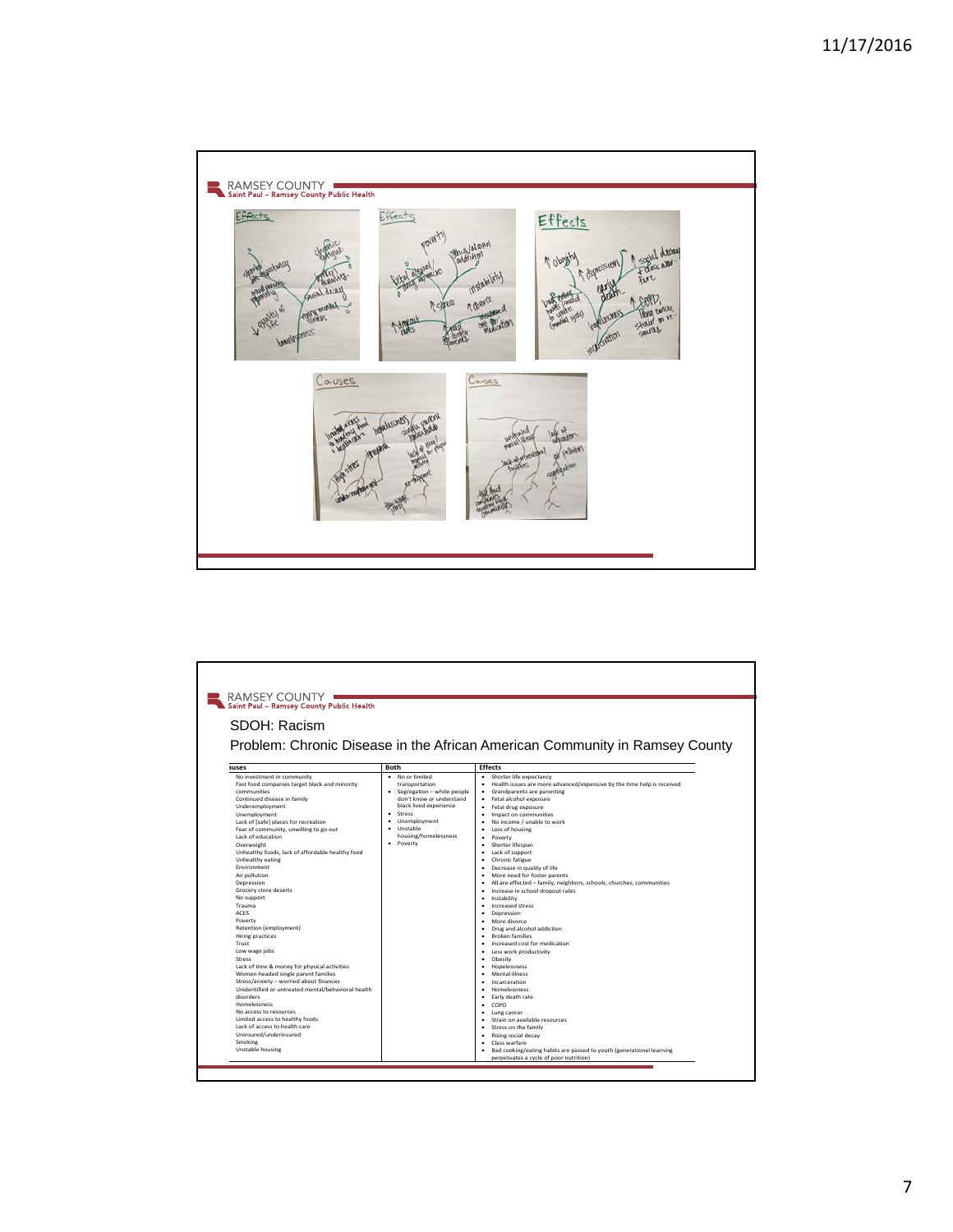RAMSEY COUNTY
Saint Paul – Ramsey County Public Health

Effects

- shorter life expectancy
- grandparents parenting
- ↓ quality of life
- hopelessness
- chronic fatigue
- broken families
- social decay
- more mental illness

Effects

- poverty
- fetal alcohol/drug exposure
- drug/alcohol addiction
- instability
- ↑ stress
- ↑ divorce
- ↑ dropout rates
- more foster parents
- increased cost for medication

Effects

- ↑ obesity
- ↑ depression
- ↑ social decay + class warfare
- early death
- bad eating habits passed to youth (eventual cycle)
- hopelessness
- ↑ COPD, lung cancer, strain on re-sources
- incarceration

Causes

- limited access to healthy food & health care
- homelessness
- single parent households
- lack of time money for physical
- high stress
- unemployment
- no support
- low wage jobs

Causes

- untreated mental illness
- lack of education
- lack of recreational facilities
- air pollution
- segregation
- fast food companies target black communities

RAMSEY COUNTY
Saint Paul – Ramsey County Public Health

SDOH: Racism

Problem: Chronic Disease in the African American Community in Ramsey County

| Causes | Both | Effects |
|---|---|---|
| No investment in community<br>Fast food companies target black and minority communities<br>Continued disease in family<br>Underemployment<br>Unemployment<br>Lack of [safe] places for recreation<br>Fear of community, unwilling to go out<br>Lack of education<br>Overweight<br>Unhealthy foods, lack of affordable healthy food<br>Unhealthy eating<br>Environment<br>Air pollution<br>Depression<br>Grocery store deserts<br>No support<br>Trauma<br>ACES<br>Poverty<br>Retention (employment)<br>Hiring practices<br>Trust<br>Low wage jobs<br>Stress<br>Lack of time & money for physical activities<br>Women-headed single parent families<br>Stress/anxiety – worried about finances<br>Unidentified or untreated mental/behavioral health disorders<br>Homelessness<br>No access to resources<br>Limited access to healthy foods<br>Lack of access to health care<br>Uninsured/underinsured<br>Smoking<br>Unstable housing | • No or limited transportation<br>• Segregation – white people don't know or understand black lived experience<br>• Stress<br>• Unemployment<br>• Unstable housing/homelessness<br>• Poverty | • Shorter life expectancy<br>• Health issues are more advanced/expensive by the time help is received<br>• Grandparents are parenting<br>• Fetal alcohol exposure<br>• Fetal drug exposure<br>• Impact on communities<br>• No income / unable to work<br>• Loss of housing<br>• Poverty<br>• Shorter lifespan<br>• Lack of support<br>• Chronic fatigue<br>• Decrease in quality of life<br>• More need for foster parents<br>• All are effected – family, neighbors, schools, churches, communities<br>• Increase in school dropout rates<br>• Instability<br>• Increased stress<br>• Depression<br>• More divorce<br>• Drug and alcohol addiction<br>• Broken families<br>• Increased cost for medication<br>• Less work productivity<br>• Obesity<br>• Hopelessness<br>• Mental illness<br>• Incarceration<br>• Homelessness<br>• Early death rate<br>• COPD<br>• Lung cancer<br>• Strain on available resources<br>• Stress on the family<br>• Rising social decay<br>• Class warfare<br>• Bad cooking/eating habits are passed to youth (generational learning perpetuates a cycle of poor nutrition) |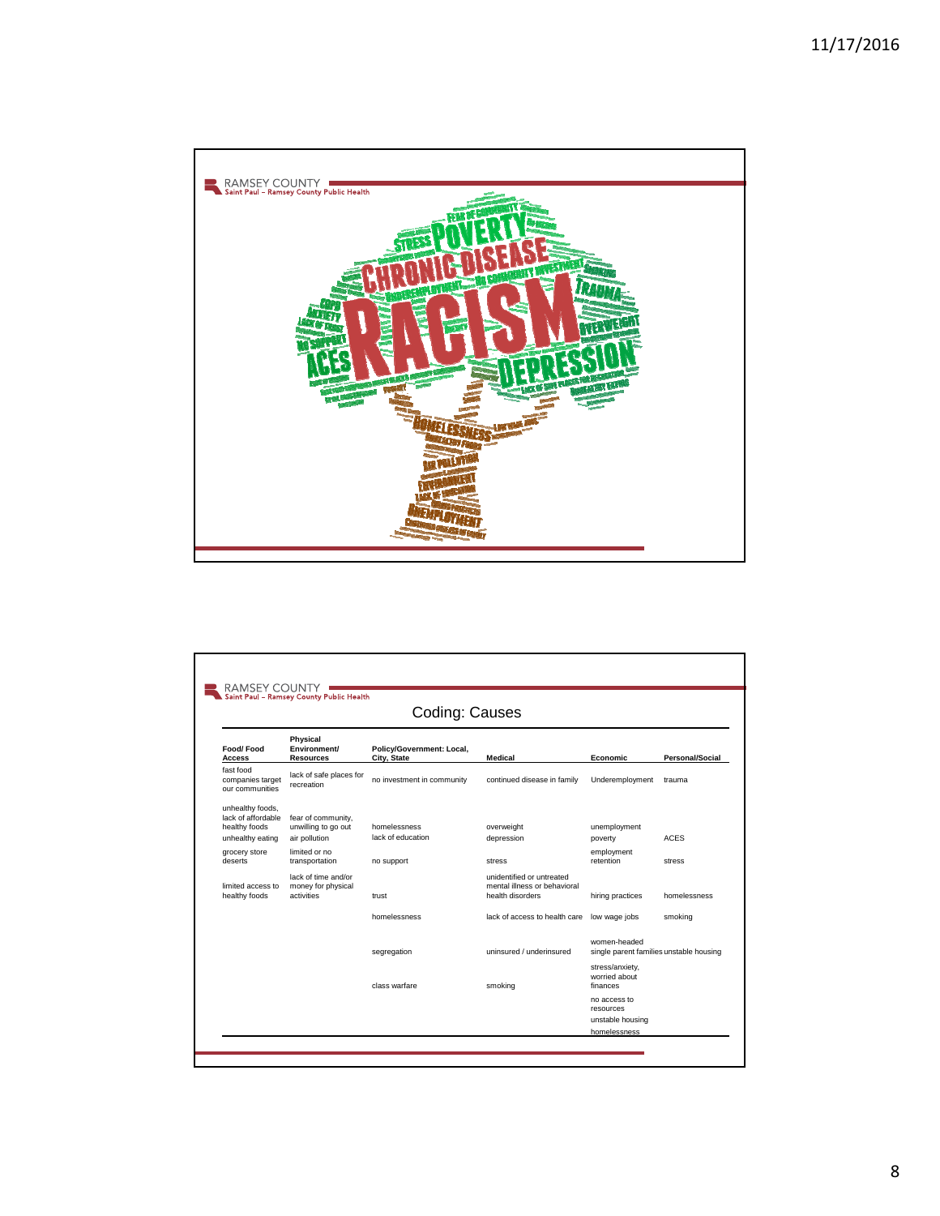## Coding: Causes

| Food/ Food Access | Physical Environment/ Resources | Policy/Government: Local, City, State | Medical | Economic | Personal/Social |
|---|---|---|---|---|---|
| fast food companies target our communities | lack of safe places for recreation | no investment in community | continued disease in family | Underemployment | trauma |
| unhealthy foods, lack of affordable healthy foods | fear of community, unwilling to go out | homelessness | overweight | unemployment | |
| unhealthy eating | air pollution | lack of education | depression | poverty | ACES |
| grocery store deserts | limited or no transportation | no support | stress | employment retention | stress |
| limited access to healthy foods | lack of time and/or money for physical activities | trust | unidentified or untreated mental illness or behavioral health disorders | hiring practices | homelessness |
| | | homelessness | lack of access to health care | low wage jobs | smoking |
| | | segregation | uninsured / underinsured | women-headed single parent families | unstable housing |
| | | class warfare | smoking | stress/anxiety, worried about finances | |
| | | | | no access to resources | |
| | | | | unstable housing | |
| | | | | homelessness | |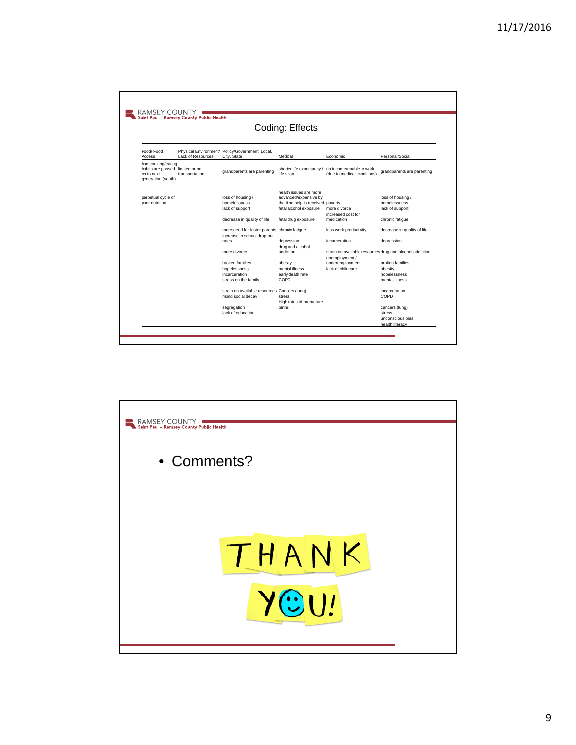RAMSEY COUNTY
Saint Paul – Ramsey County Public Health

## Coding: Effects

| Food/ Food Access | Physical Environment/ Lack of Resources | Policy/Government: Local, City, State | Medical | Economic | Personal/Social |
|---|---|---|---|---|---|
| bad cooking/eating habits are passed on to next generation (youth) | limited or no transportation | grandparents are parenting | shorter life expectancy / life span | no income/unable to work (due to medical conditions) | grandparents are parenting |
| perpetual cycle of poor nutrition | | loss of housing / homelessness | health issues are more advanced/expensive by the time help is received | poverty | loss of housing / homelessness |
| | | lack of support | fetal alcohol exposure | more divorce | lack of support |
| | | decrease in quality of life | fetal drug exposure | increased cost for medication | chronic fatigue |
| | | more need for foster parents | chronic fatigue | less work productivity | decrease in quality of life |
| | | increase in school drop-out rates | depression | incarceration | depression |
| | | more divorce | drug and alcohol addiction | strain on available resources | drug and alcohol addiction |
| | | broken families | obesity | unemployment / underemployment | broken families |
| | | hopelessness | mental illness | lack of childcare | obesity |
| | | incarceration | early death rate | | hopelessness |
| | | stress on the family | COPD | | mental illness |
| | | strain on available resources | Cancers (lung) | | incarceration |
| | | rising social decay | stress | | COPD |
| | | segregation | High rates of premature births | | cancers (lung) |
| | | lack of education | | | stress |
| | | | | | unconscious bias |
| | | | | | health literacy |

RAMSEY COUNTY
Saint Paul – Ramsey County Public Health

- Comments?

THANK YOU!